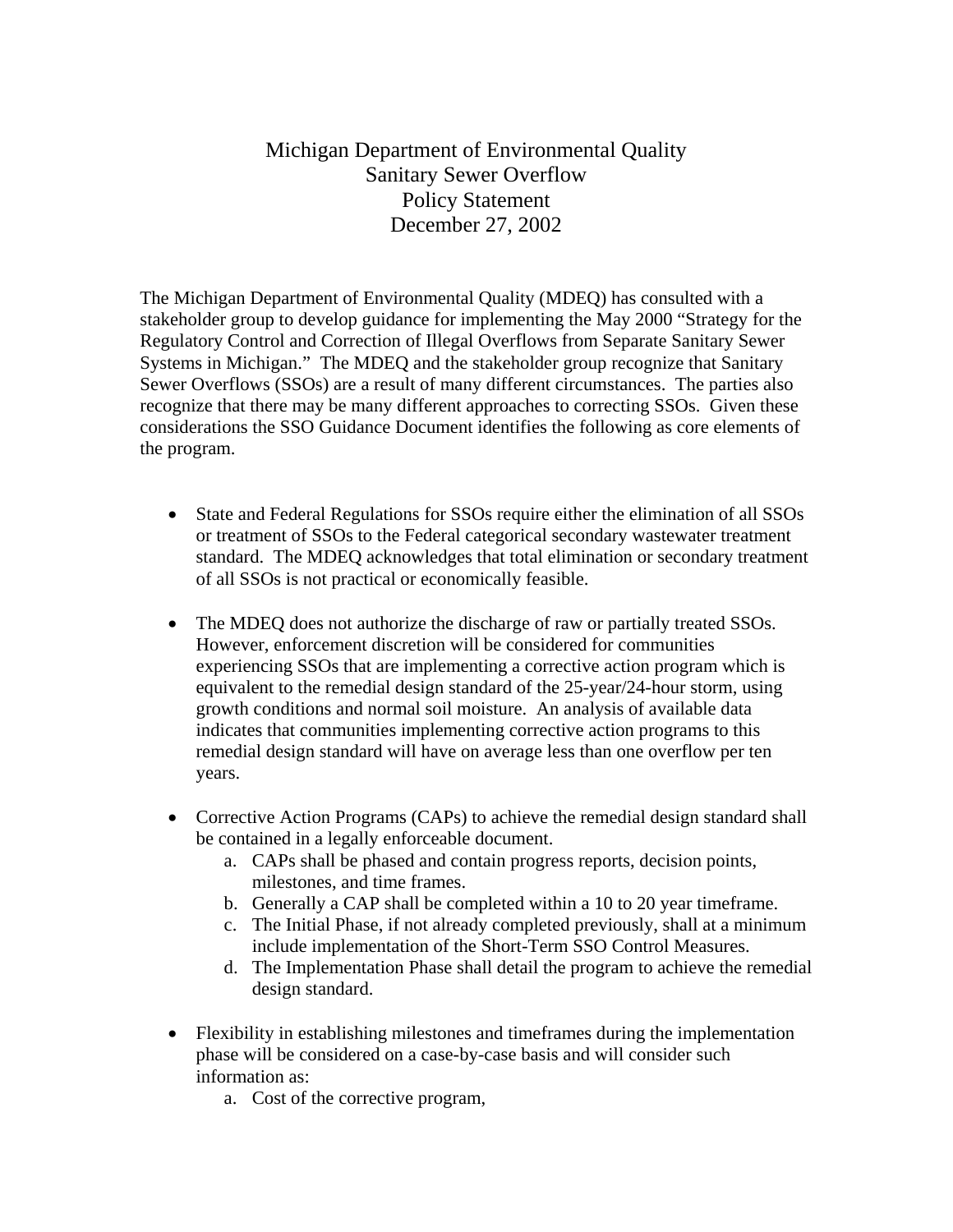# Michigan Department of Environmental Quality
## Sanitary Sewer Overflow
## Policy Statement
## December 27, 2002

The Michigan Department of Environmental Quality (MDEQ) has consulted with a stakeholder group to develop guidance for implementing the May 2000 "Strategy for the Regulatory Control and Correction of Illegal Overflows from Separate Sanitary Sewer Systems in Michigan." The MDEQ and the stakeholder group recognize that Sanitary Sewer Overflows (SSOs) are a result of many different circumstances. The parties also recognize that there may be many different approaches to correcting SSOs. Given these considerations the SSO Guidance Document identifies the following as core elements of the program.

- State and Federal Regulations for SSOs require either the elimination of all SSOs or treatment of SSOs to the Federal categorical secondary wastewater treatment standard. The MDEQ acknowledges that total elimination or secondary treatment of all SSOs is not practical or economically feasible.

- The MDEQ does not authorize the discharge of raw or partially treated SSOs. However, enforcement discretion will be considered for communities experiencing SSOs that are implementing a corrective action program which is equivalent to the remedial design standard of the 25-year/24-hour storm, using growth conditions and normal soil moisture. An analysis of available data indicates that communities implementing corrective action programs to this remedial design standard will have on average less than one overflow per ten years.

- Corrective Action Programs (CAPs) to achieve the remedial design standard shall be contained in a legally enforceable document.
  a. CAPs shall be phased and contain progress reports, decision points, milestones, and time frames.
  b. Generally a CAP shall be completed within a 10 to 20 year timeframe.
  c. The Initial Phase, if not already completed previously, shall at a minimum include implementation of the Short-Term SSO Control Measures.
  d. The Implementation Phase shall detail the program to achieve the remedial design standard.

- Flexibility in establishing milestones and timeframes during the implementation phase will be considered on a case-by-case basis and will consider such information as:
  a. Cost of the corrective program,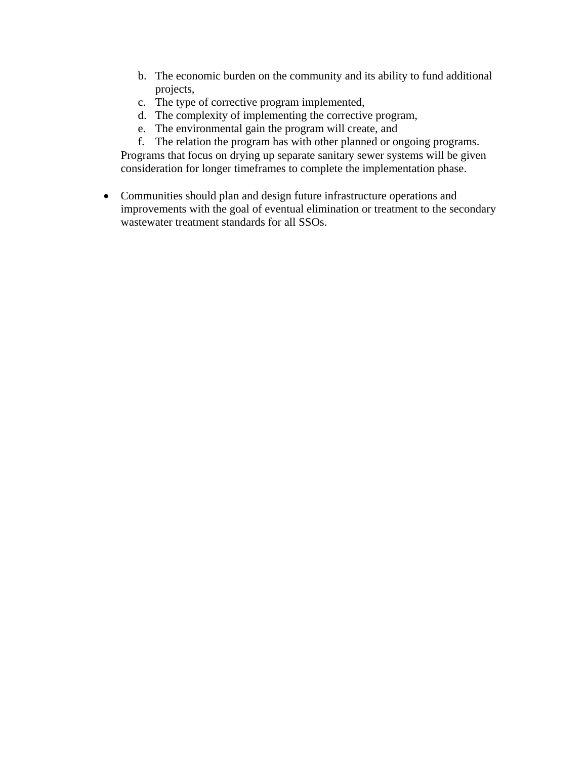b. The economic burden on the community and its ability to fund additional projects,
c. The type of corrective program implemented,
d. The complexity of implementing the corrective program,
e. The environmental gain the program will create, and
f. The relation the program has with other planned or ongoing programs.

Programs that focus on drying up separate sanitary sewer systems will be given consideration for longer timeframes to complete the implementation phase.

- Communities should plan and design future infrastructure operations and improvements with the goal of eventual elimination or treatment to the secondary wastewater treatment standards for all SSOs.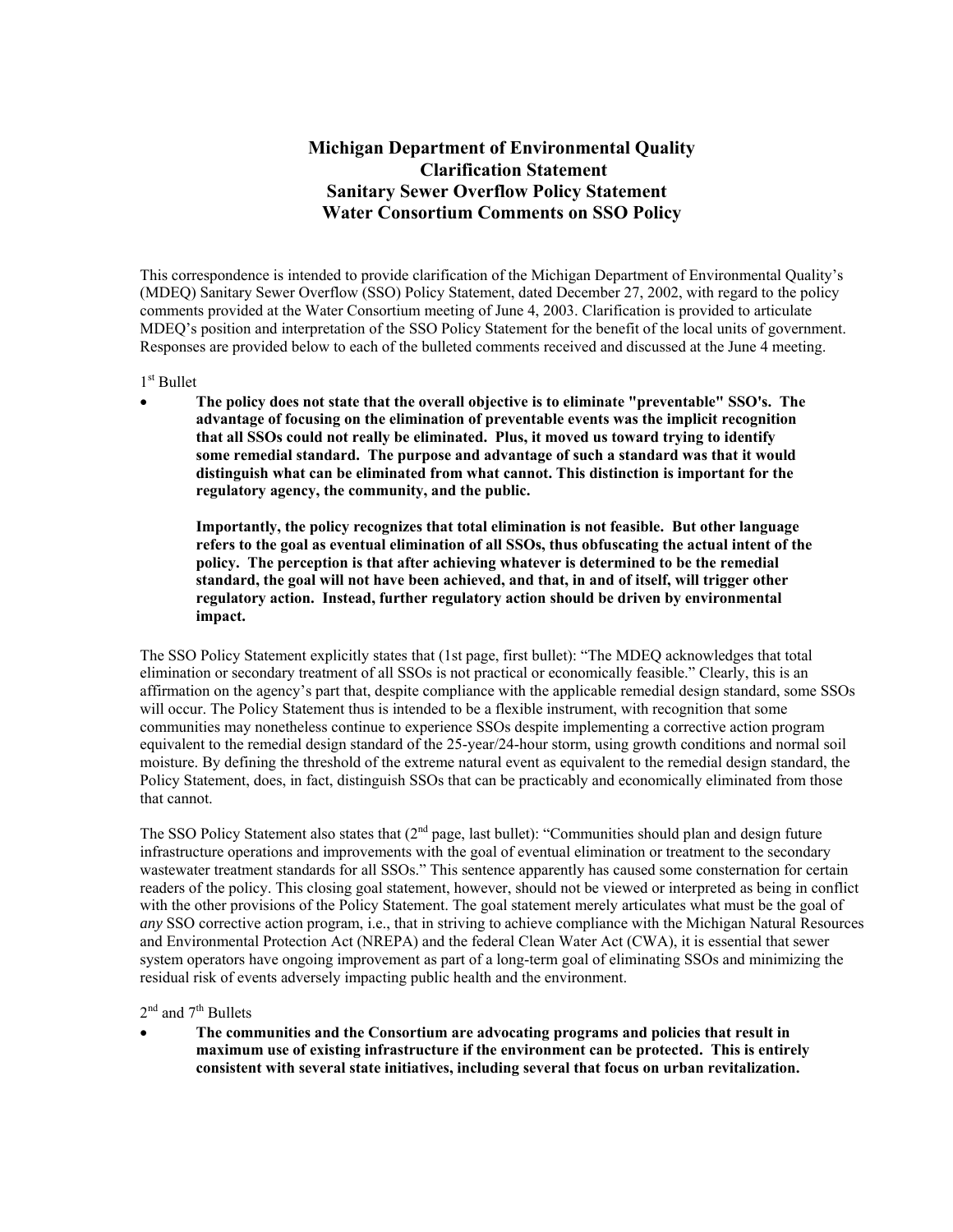# Michigan Department of Environmental Quality
## Clarification Statement
## Sanitary Sewer Overflow Policy Statement
## Water Consortium Comments on SSO Policy

This correspondence is intended to provide clarification of the Michigan Department of Environmental Quality's (MDEQ) Sanitary Sewer Overflow (SSO) Policy Statement, dated December 27, 2002, with regard to the policy comments provided at the Water Consortium meeting of June 4, 2003. Clarification is provided to articulate MDEQ's position and interpretation of the SSO Policy Statement for the benefit of the local units of government. Responses are provided below to each of the bulleted comments received and discussed at the June 4 meeting.

1st Bullet

- **The policy does not state that the overall objective is to eliminate "preventable" SSO's. The advantage of focusing on the elimination of preventable events was the implicit recognition that all SSOs could not really be eliminated. Plus, it moved us toward trying to identify some remedial standard. The purpose and advantage of such a standard was that it would distinguish what can be eliminated from what cannot. This distinction is important for the regulatory agency, the community, and the public.**

  **Importantly, the policy recognizes that total elimination is not feasible. But other language refers to the goal as eventual elimination of all SSOs, thus obfuscating the actual intent of the policy. The perception is that after achieving whatever is determined to be the remedial standard, the goal will not have been achieved, and that, in and of itself, will trigger other regulatory action. Instead, further regulatory action should be driven by environmental impact.**

The SSO Policy Statement explicitly states that (1st page, first bullet): "The MDEQ acknowledges that total elimination or secondary treatment of all SSOs is not practical or economically feasible." Clearly, this is an affirmation on the agency's part that, despite compliance with the applicable remedial design standard, some SSOs will occur. The Policy Statement thus is intended to be a flexible instrument, with recognition that some communities may nonetheless continue to experience SSOs despite implementing a corrective action program equivalent to the remedial design standard of the 25-year/24-hour storm, using growth conditions and normal soil moisture. By defining the threshold of the extreme natural event as equivalent to the remedial design standard, the Policy Statement, does, in fact, distinguish SSOs that can be practicably and economically eliminated from those that cannot.

The SSO Policy Statement also states that (2nd page, last bullet): "Communities should plan and design future infrastructure operations and improvements with the goal of eventual elimination or treatment to the secondary wastewater treatment standards for all SSOs." This sentence apparently has caused some consternation for certain readers of the policy. This closing goal statement, however, should not be viewed or interpreted as being in conflict with the other provisions of the Policy Statement. The goal statement merely articulates what must be the goal of *any* SSO corrective action program, i.e., that in striving to achieve compliance with the Michigan Natural Resources and Environmental Protection Act (NREPA) and the federal Clean Water Act (CWA), it is essential that sewer system operators have ongoing improvement as part of a long-term goal of eliminating SSOs and minimizing the residual risk of events adversely impacting public health and the environment.

2nd and 7th Bullets

- **The communities and the Consortium are advocating programs and policies that result in maximum use of existing infrastructure if the environment can be protected. This is entirely consistent with several state initiatives, including several that focus on urban revitalization.**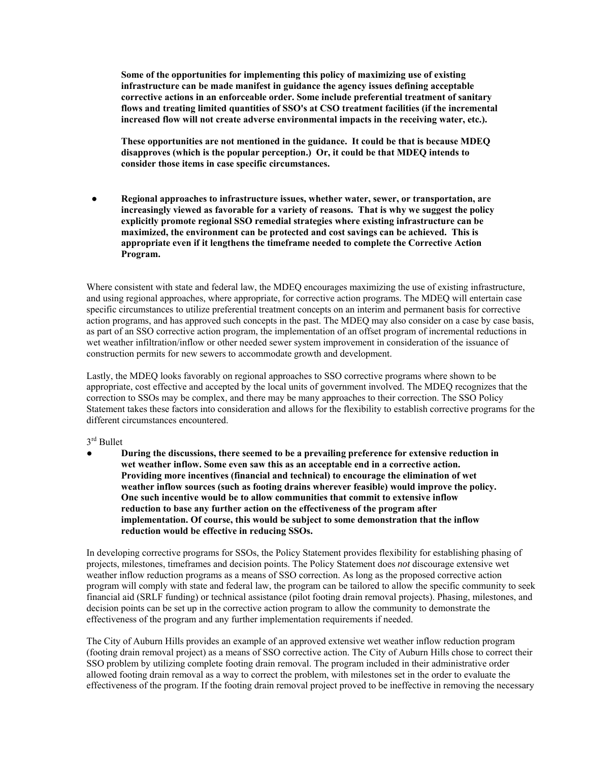**Some of the opportunities for implementing this policy of maximizing use of existing infrastructure can be made manifest in guidance the agency issues defining acceptable corrective actions in an enforceable order. Some include preferential treatment of sanitary flows and treating limited quantities of SSO's at CSO treatment facilities (if the incremental increased flow will not create adverse environmental impacts in the receiving water, etc.).**

**These opportunities are not mentioned in the guidance. It could be that is because MDEQ disapproves (which is the popular perception.) Or, it could be that MDEQ intends to consider those items in case specific circumstances.**

- **Regional approaches to infrastructure issues, whether water, sewer, or transportation, are increasingly viewed as favorable for a variety of reasons. That is why we suggest the policy explicitly promote regional SSO remedial strategies where existing infrastructure can be maximized, the environment can be protected and cost savings can be achieved. This is appropriate even if it lengthens the timeframe needed to complete the Corrective Action Program.**

Where consistent with state and federal law, the MDEQ encourages maximizing the use of existing infrastructure, and using regional approaches, where appropriate, for corrective action programs. The MDEQ will entertain case specific circumstances to utilize preferential treatment concepts on an interim and permanent basis for corrective action programs, and has approved such concepts in the past. The MDEQ may also consider on a case by case basis, as part of an SSO corrective action program, the implementation of an offset program of incremental reductions in wet weather infiltration/inflow or other needed sewer system improvement in consideration of the issuance of construction permits for new sewers to accommodate growth and development.

Lastly, the MDEQ looks favorably on regional approaches to SSO corrective programs where shown to be appropriate, cost effective and accepted by the local units of government involved. The MDEQ recognizes that the correction to SSOs may be complex, and there may be many approaches to their correction. The SSO Policy Statement takes these factors into consideration and allows for the flexibility to establish corrective programs for the different circumstances encountered.

3rd Bullet

- **During the discussions, there seemed to be a prevailing preference for extensive reduction in wet weather inflow. Some even saw this as an acceptable end in a corrective action. Providing more incentives (financial and technical) to encourage the elimination of wet weather inflow sources (such as footing drains wherever feasible) would improve the policy. One such incentive would be to allow communities that commit to extensive inflow reduction to base any further action on the effectiveness of the program after implementation. Of course, this would be subject to some demonstration that the inflow reduction would be effective in reducing SSOs.**

In developing corrective programs for SSOs, the Policy Statement provides flexibility for establishing phasing of projects, milestones, timeframes and decision points. The Policy Statement does *not* discourage extensive wet weather inflow reduction programs as a means of SSO correction. As long as the proposed corrective action program will comply with state and federal law, the program can be tailored to allow the specific community to seek financial aid (SRLF funding) or technical assistance (pilot footing drain removal projects). Phasing, milestones, and decision points can be set up in the corrective action program to allow the community to demonstrate the effectiveness of the program and any further implementation requirements if needed.

The City of Auburn Hills provides an example of an approved extensive wet weather inflow reduction program (footing drain removal project) as a means of SSO corrective action. The City of Auburn Hills chose to correct their SSO problem by utilizing complete footing drain removal. The program included in their administrative order allowed footing drain removal as a way to correct the problem, with milestones set in the order to evaluate the effectiveness of the program. If the footing drain removal project proved to be ineffective in removing the necessary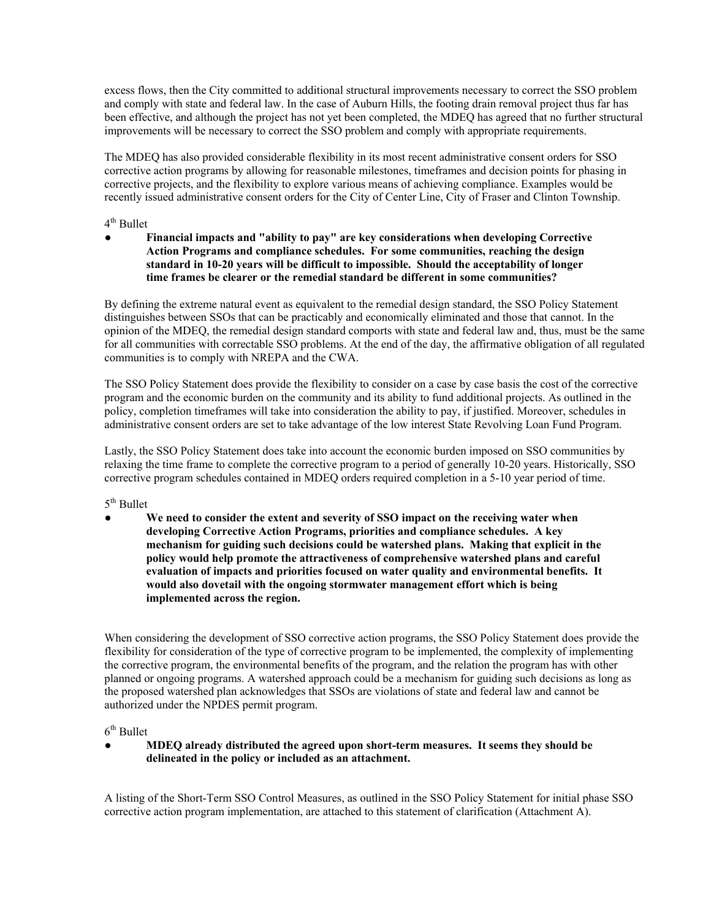excess flows, then the City committed to additional structural improvements necessary to correct the SSO problem and comply with state and federal law. In the case of Auburn Hills, the footing drain removal project thus far has been effective, and although the project has not yet been completed, the MDEQ has agreed that no further structural improvements will be necessary to correct the SSO problem and comply with appropriate requirements.

The MDEQ has also provided considerable flexibility in its most recent administrative consent orders for SSO corrective action programs by allowing for reasonable milestones, timeframes and decision points for phasing in corrective projects, and the flexibility to explore various means of achieving compliance. Examples would be recently issued administrative consent orders for the City of Center Line, City of Fraser and Clinton Township.

4th Bullet

- **Financial impacts and "ability to pay" are key considerations when developing Corrective Action Programs and compliance schedules. For some communities, reaching the design standard in 10-20 years will be difficult to impossible. Should the acceptability of longer time frames be clearer or the remedial standard be different in some communities?**

By defining the extreme natural event as equivalent to the remedial design standard, the SSO Policy Statement distinguishes between SSOs that can be practicably and economically eliminated and those that cannot. In the opinion of the MDEQ, the remedial design standard comports with state and federal law and, thus, must be the same for all communities with correctable SSO problems. At the end of the day, the affirmative obligation of all regulated communities is to comply with NREPA and the CWA.

The SSO Policy Statement does provide the flexibility to consider on a case by case basis the cost of the corrective program and the economic burden on the community and its ability to fund additional projects. As outlined in the policy, completion timeframes will take into consideration the ability to pay, if justified. Moreover, schedules in administrative consent orders are set to take advantage of the low interest State Revolving Loan Fund Program.

Lastly, the SSO Policy Statement does take into account the economic burden imposed on SSO communities by relaxing the time frame to complete the corrective program to a period of generally 10-20 years. Historically, SSO corrective program schedules contained in MDEQ orders required completion in a 5-10 year period of time.

5th Bullet

- **We need to consider the extent and severity of SSO impact on the receiving water when developing Corrective Action Programs, priorities and compliance schedules. A key mechanism for guiding such decisions could be watershed plans. Making that explicit in the policy would help promote the attractiveness of comprehensive watershed plans and careful evaluation of impacts and priorities focused on water quality and environmental benefits. It would also dovetail with the ongoing stormwater management effort which is being implemented across the region.**

When considering the development of SSO corrective action programs, the SSO Policy Statement does provide the flexibility for consideration of the type of corrective program to be implemented, the complexity of implementing the corrective program, the environmental benefits of the program, and the relation the program has with other planned or ongoing programs. A watershed approach could be a mechanism for guiding such decisions as long as the proposed watershed plan acknowledges that SSOs are violations of state and federal law and cannot be authorized under the NPDES permit program.

6th Bullet

- **MDEQ already distributed the agreed upon short-term measures. It seems they should be delineated in the policy or included as an attachment.**

A listing of the Short-Term SSO Control Measures, as outlined in the SSO Policy Statement for initial phase SSO corrective action program implementation, are attached to this statement of clarification (Attachment A).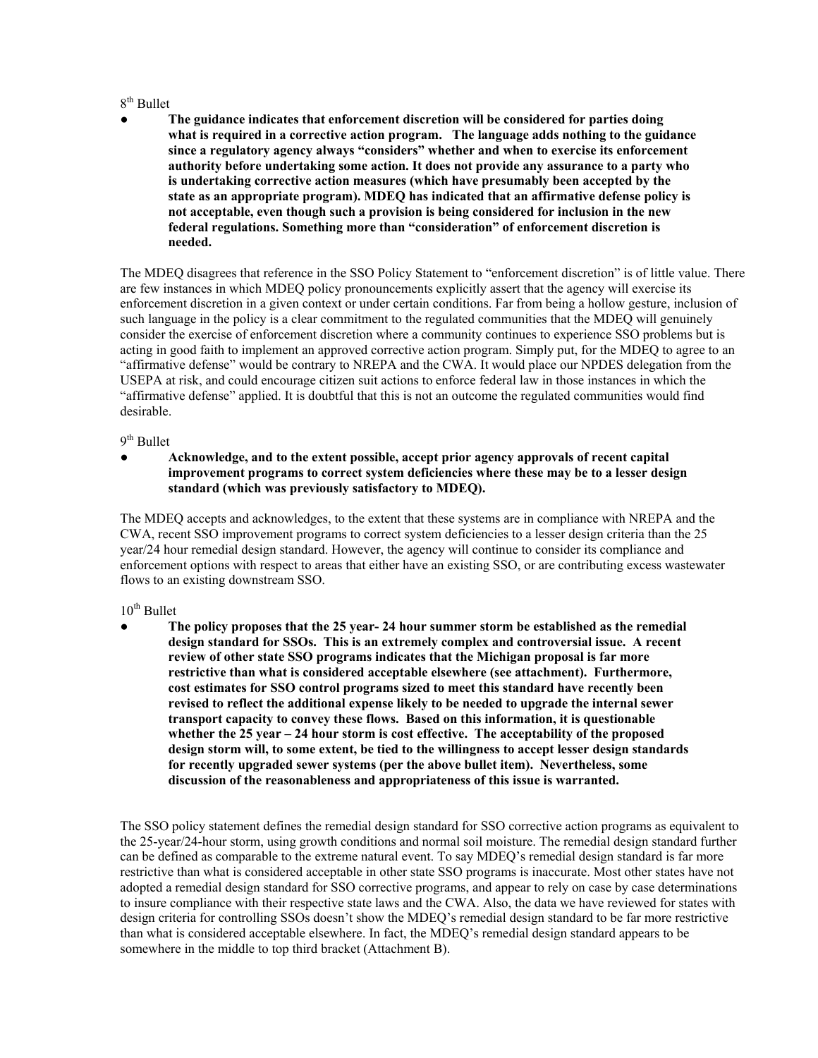8th Bullet

- **The guidance indicates that enforcement discretion will be considered for parties doing what is required in a corrective action program. The language adds nothing to the guidance since a regulatory agency always "considers" whether and when to exercise its enforcement authority before undertaking some action. It does not provide any assurance to a party who is undertaking corrective action measures (which have presumably been accepted by the state as an appropriate program). MDEQ has indicated that an affirmative defense policy is not acceptable, even though such a provision is being considered for inclusion in the new federal regulations. Something more than "consideration" of enforcement discretion is needed.**

The MDEQ disagrees that reference in the SSO Policy Statement to "enforcement discretion" is of little value. There are few instances in which MDEQ policy pronouncements explicitly assert that the agency will exercise its enforcement discretion in a given context or under certain conditions. Far from being a hollow gesture, inclusion of such language in the policy is a clear commitment to the regulated communities that the MDEQ will genuinely consider the exercise of enforcement discretion where a community continues to experience SSO problems but is acting in good faith to implement an approved corrective action program. Simply put, for the MDEQ to agree to an "affirmative defense" would be contrary to NREPA and the CWA. It would place our NPDES delegation from the USEPA at risk, and could encourage citizen suit actions to enforce federal law in those instances in which the "affirmative defense" applied. It is doubtful that this is not an outcome the regulated communities would find desirable.

9th Bullet

- **Acknowledge, and to the extent possible, accept prior agency approvals of recent capital improvement programs to correct system deficiencies where these may be to a lesser design standard (which was previously satisfactory to MDEQ).**

The MDEQ accepts and acknowledges, to the extent that these systems are in compliance with NREPA and the CWA, recent SSO improvement programs to correct system deficiencies to a lesser design criteria than the 25 year/24 hour remedial design standard. However, the agency will continue to consider its compliance and enforcement options with respect to areas that either have an existing SSO, or are contributing excess wastewater flows to an existing downstream SSO.

10th Bullet

- **The policy proposes that the 25 year- 24 hour summer storm be established as the remedial design standard for SSOs. This is an extremely complex and controversial issue. A recent review of other state SSO programs indicates that the Michigan proposal is far more restrictive than what is considered acceptable elsewhere (see attachment). Furthermore, cost estimates for SSO control programs sized to meet this standard have recently been revised to reflect the additional expense likely to be needed to upgrade the internal sewer transport capacity to convey these flows. Based on this information, it is questionable whether the 25 year – 24 hour storm is cost effective. The acceptability of the proposed design storm will, to some extent, be tied to the willingness to accept lesser design standards for recently upgraded sewer systems (per the above bullet item). Nevertheless, some discussion of the reasonableness and appropriateness of this issue is warranted.**

The SSO policy statement defines the remedial design standard for SSO corrective action programs as equivalent to the 25-year/24-hour storm, using growth conditions and normal soil moisture. The remedial design standard further can be defined as comparable to the extreme natural event. To say MDEQ's remedial design standard is far more restrictive than what is considered acceptable in other state SSO programs is inaccurate. Most other states have not adopted a remedial design standard for SSO corrective programs, and appear to rely on case by case determinations to insure compliance with their respective state laws and the CWA. Also, the data we have reviewed for states with design criteria for controlling SSOs doesn't show the MDEQ's remedial design standard to be far more restrictive than what is considered acceptable elsewhere. In fact, the MDEQ's remedial design standard appears to be somewhere in the middle to top third bracket (Attachment B).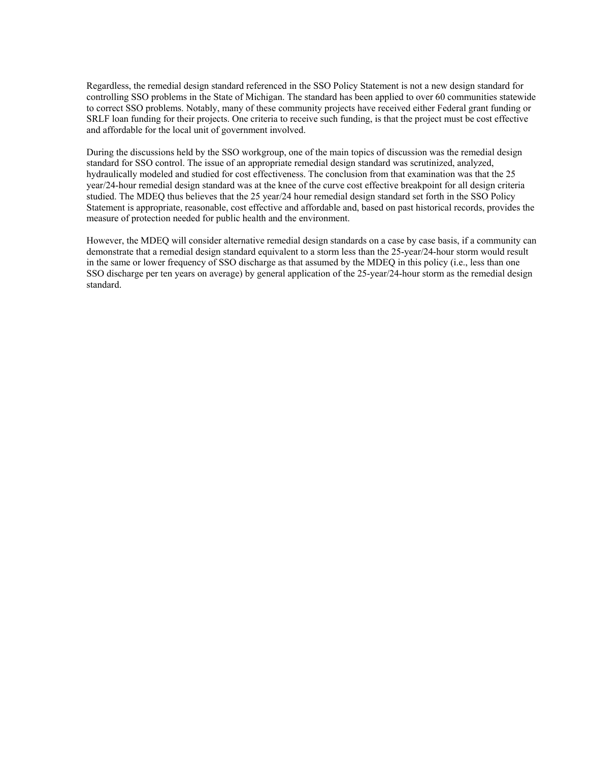Regardless, the remedial design standard referenced in the SSO Policy Statement is not a new design standard for controlling SSO problems in the State of Michigan. The standard has been applied to over 60 communities statewide to correct SSO problems. Notably, many of these community projects have received either Federal grant funding or SRLF loan funding for their projects. One criteria to receive such funding, is that the project must be cost effective and affordable for the local unit of government involved.

During the discussions held by the SSO workgroup, one of the main topics of discussion was the remedial design standard for SSO control. The issue of an appropriate remedial design standard was scrutinized, analyzed, hydraulically modeled and studied for cost effectiveness. The conclusion from that examination was that the 25 year/24-hour remedial design standard was at the knee of the curve cost effective breakpoint for all design criteria studied. The MDEQ thus believes that the 25 year/24 hour remedial design standard set forth in the SSO Policy Statement is appropriate, reasonable, cost effective and affordable and, based on past historical records, provides the measure of protection needed for public health and the environment.

However, the MDEQ will consider alternative remedial design standards on a case by case basis, if a community can demonstrate that a remedial design standard equivalent to a storm less than the 25-year/24-hour storm would result in the same or lower frequency of SSO discharge as that assumed by the MDEQ in this policy (i.e., less than one SSO discharge per ten years on average) by general application of the 25-year/24-hour storm as the remedial design standard.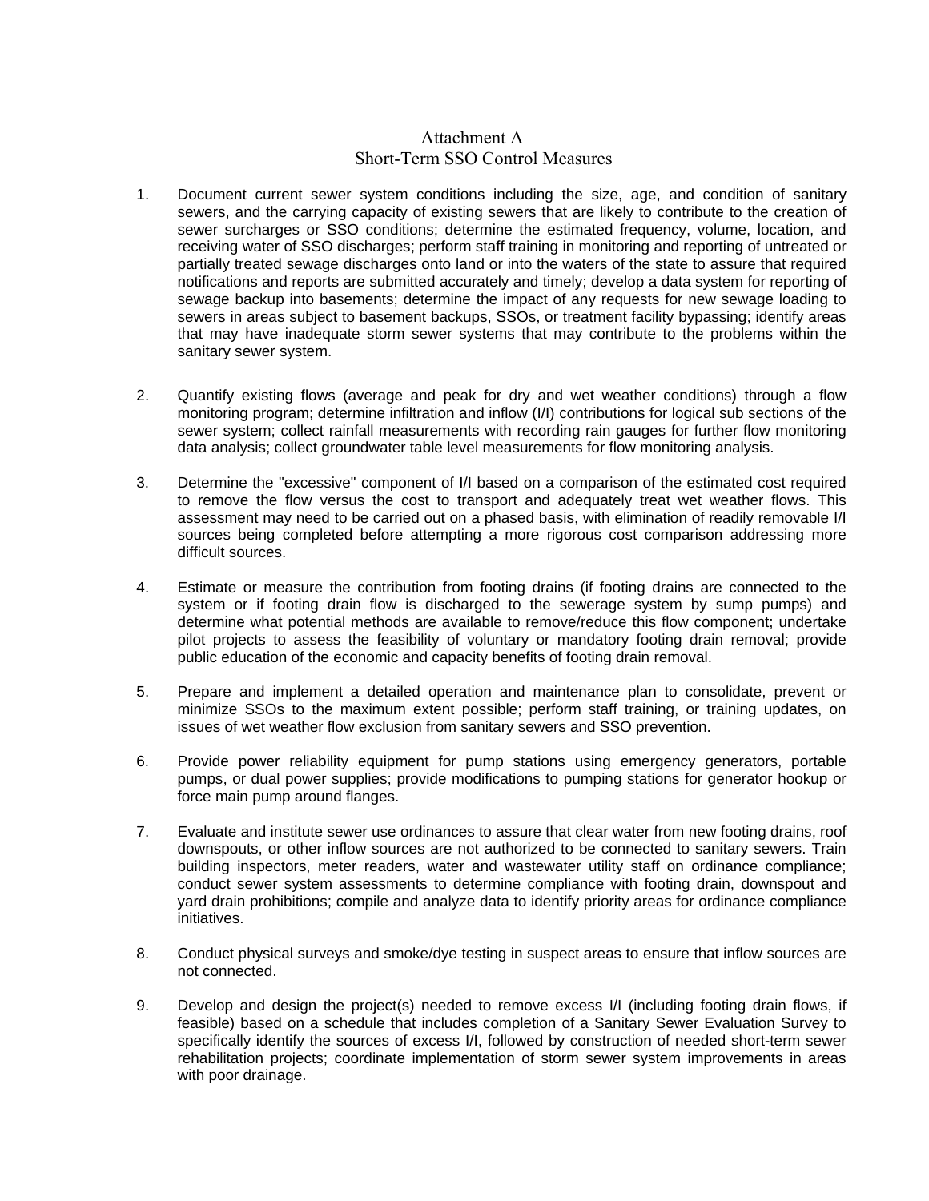# Attachment A
## Short-Term SSO Control Measures

1. Document current sewer system conditions including the size, age, and condition of sanitary sewers, and the carrying capacity of existing sewers that are likely to contribute to the creation of sewer surcharges or SSO conditions; determine the estimated frequency, volume, location, and receiving water of SSO discharges; perform staff training in monitoring and reporting of untreated or partially treated sewage discharges onto land or into the waters of the state to assure that required notifications and reports are submitted accurately and timely; develop a data system for reporting of sewage backup into basements; determine the impact of any requests for new sewage loading to sewers in areas subject to basement backups, SSOs, or treatment facility bypassing; identify areas that may have inadequate storm sewer systems that may contribute to the problems within the sanitary sewer system.

2. Quantify existing flows (average and peak for dry and wet weather conditions) through a flow monitoring program; determine infiltration and inflow (I/I) contributions for logical sub sections of the sewer system; collect rainfall measurements with recording rain gauges for further flow monitoring data analysis; collect groundwater table level measurements for flow monitoring analysis.

3. Determine the "excessive" component of I/I based on a comparison of the estimated cost required to remove the flow versus the cost to transport and adequately treat wet weather flows. This assessment may need to be carried out on a phased basis, with elimination of readily removable I/I sources being completed before attempting a more rigorous cost comparison addressing more difficult sources.

4. Estimate or measure the contribution from footing drains (if footing drains are connected to the system or if footing drain flow is discharged to the sewerage system by sump pumps) and determine what potential methods are available to remove/reduce this flow component; undertake pilot projects to assess the feasibility of voluntary or mandatory footing drain removal; provide public education of the economic and capacity benefits of footing drain removal.

5. Prepare and implement a detailed operation and maintenance plan to consolidate, prevent or minimize SSOs to the maximum extent possible; perform staff training, or training updates, on issues of wet weather flow exclusion from sanitary sewers and SSO prevention.

6. Provide power reliability equipment for pump stations using emergency generators, portable pumps, or dual power supplies; provide modifications to pumping stations for generator hookup or force main pump around flanges.

7. Evaluate and institute sewer use ordinances to assure that clear water from new footing drains, roof downspouts, or other inflow sources are not authorized to be connected to sanitary sewers. Train building inspectors, meter readers, water and wastewater utility staff on ordinance compliance; conduct sewer system assessments to determine compliance with footing drain, downspout and yard drain prohibitions; compile and analyze data to identify priority areas for ordinance compliance initiatives.

8. Conduct physical surveys and smoke/dye testing in suspect areas to ensure that inflow sources are not connected.

9. Develop and design the project(s) needed to remove excess I/I (including footing drain flows, if feasible) based on a schedule that includes completion of a Sanitary Sewer Evaluation Survey to specifically identify the sources of excess I/I, followed by construction of needed short-term sewer rehabilitation projects; coordinate implementation of storm sewer system improvements in areas with poor drainage.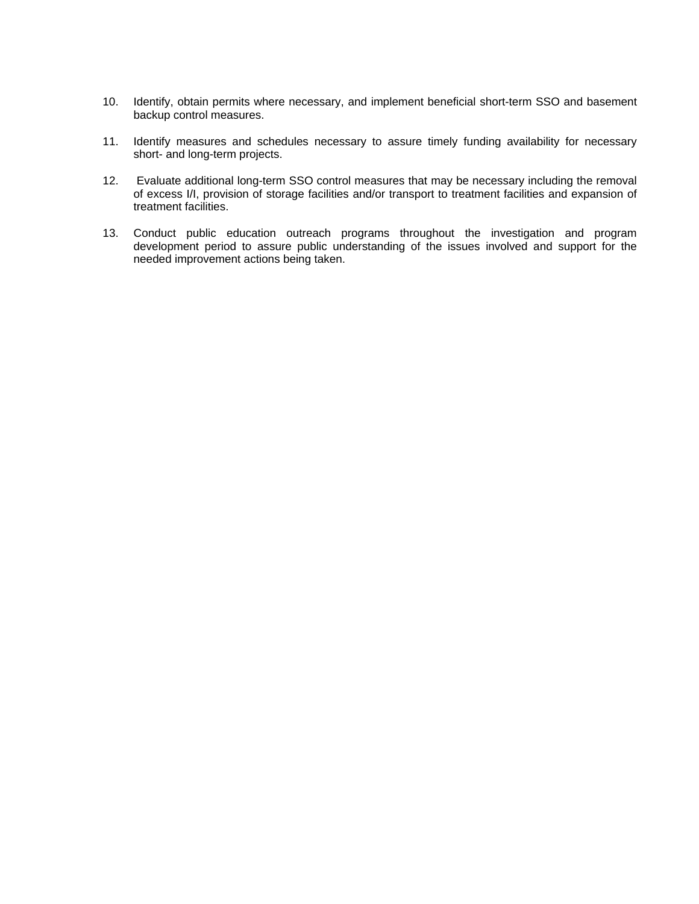10. Identify, obtain permits where necessary, and implement beneficial short-term SSO and basement backup control measures.

11. Identify measures and schedules necessary to assure timely funding availability for necessary short- and long-term projects.

12. Evaluate additional long-term SSO control measures that may be necessary including the removal of excess I/I, provision of storage facilities and/or transport to treatment facilities and expansion of treatment facilities.

13. Conduct public education outreach programs throughout the investigation and program development period to assure public understanding of the issues involved and support for the needed improvement actions being taken.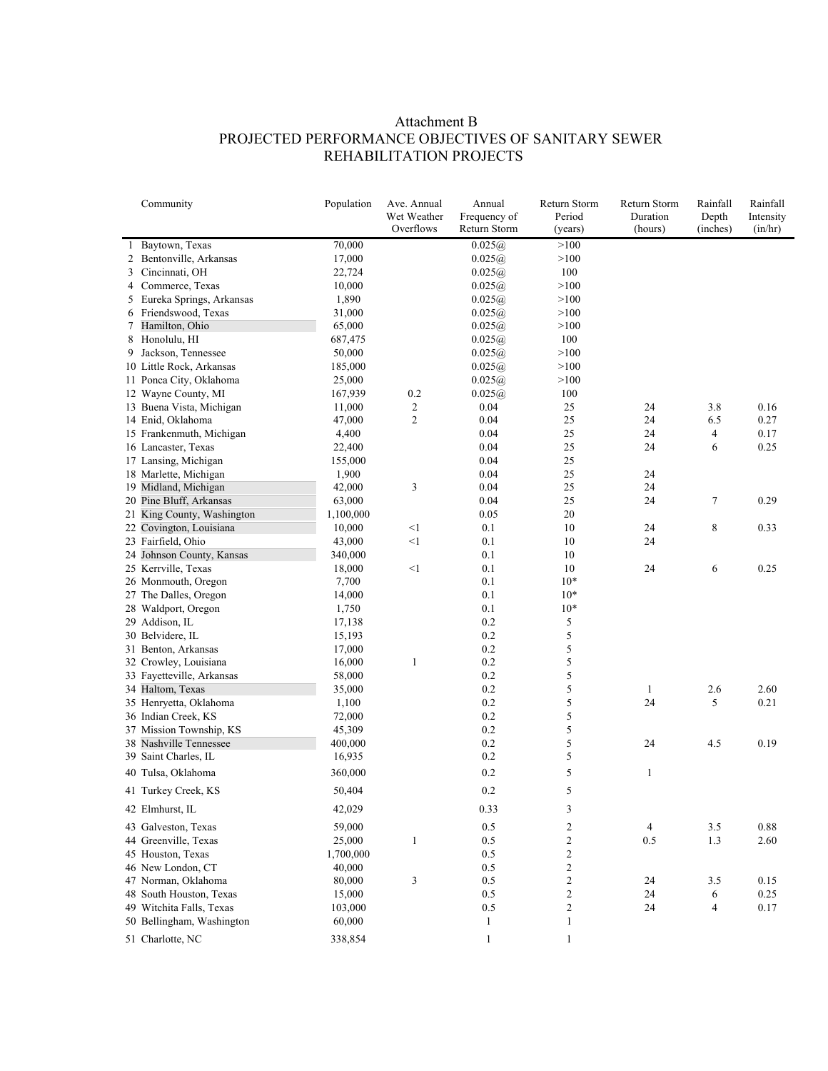# Attachment B
## PROJECTED PERFORMANCE OBJECTIVES OF SANITARY SEWER REHABILITATION PROJECTS

| | Community | Population | Ave. Annual Wet Weather Overflows | Annual Frequency of Return Storm | Return Storm Period (years) | Return Storm Duration (hours) | Rainfall Depth (inches) | Rainfall Intensity (in/hr) |
|---|---|---|---|---|---|---|---|---|
| 1 | Baytown, Texas | 70,000 | | 0.025@ | >100 | | | |
| 2 | Bentonville, Arkansas | 17,000 | | 0.025@ | >100 | | | |
| 3 | Cincinnati, OH | 22,724 | | 0.025@ | 100 | | | |
| 4 | Commerce, Texas | 10,000 | | 0.025@ | >100 | | | |
| 5 | Eureka Springs, Arkansas | 1,890 | | 0.025@ | >100 | | | |
| 6 | Friendswood, Texas | 31,000 | | 0.025@ | >100 | | | |
| 7 | Hamilton, Ohio | 65,000 | | 0.025@ | >100 | | | |
| 8 | Honolulu, HI | 687,475 | | 0.025@ | 100 | | | |
| 9 | Jackson, Tennessee | 50,000 | | 0.025@ | >100 | | | |
| 10 | Little Rock, Arkansas | 185,000 | | 0.025@ | >100 | | | |
| 11 | Ponca City, Oklahoma | 25,000 | | 0.025@ | >100 | | | |
| 12 | Wayne County, MI | 167,939 | 0.2 | 0.025@ | 100 | | | |
| 13 | Buena Vista, Michigan | 11,000 | 2 | 0.04 | 25 | 24 | 3.8 | 0.16 |
| 14 | Enid, Oklahoma | 47,000 | 2 | 0.04 | 25 | 24 | 6.5 | 0.27 |
| 15 | Frankenmuth, Michigan | 4,400 | | 0.04 | 25 | 24 | 4 | 0.17 |
| 16 | Lancaster, Texas | 22,400 | | 0.04 | 25 | 24 | 6 | 0.25 |
| 17 | Lansing, Michigan | 155,000 | | 0.04 | 25 | | | |
| 18 | Marlette, Michigan | 1,900 | | 0.04 | 25 | 24 | | |
| 19 | Midland, Michigan | 42,000 | 3 | 0.04 | 25 | 24 | | |
| 20 | Pine Bluff, Arkansas | 63,000 | | 0.04 | 25 | 24 | 7 | 0.29 |
| 21 | King County, Washington | 1,100,000 | | 0.05 | 20 | | | |
| 22 | Covington, Louisiana | 10,000 | <1 | 0.1 | 10 | 24 | 8 | 0.33 |
| 23 | Fairfield, Ohio | 43,000 | <1 | 0.1 | 10 | 24 | | |
| 24 | Johnson County, Kansas | 340,000 | | 0.1 | 10 | | | |
| 25 | Kerrville, Texas | 18,000 | <1 | 0.1 | 10 | 24 | 6 | 0.25 |
| 26 | Monmouth, Oregon | 7,700 | | 0.1 | 10* | | | |
| 27 | The Dalles, Oregon | 14,000 | | 0.1 | 10* | | | |
| 28 | Waldport, Oregon | 1,750 | | 0.1 | 10* | | | |
| 29 | Addison, IL | 17,138 | | 0.2 | 5 | | | |
| 30 | Belvidere, IL | 15,193 | | 0.2 | 5 | | | |
| 31 | Benton, Arkansas | 17,000 | | 0.2 | 5 | | | |
| 32 | Crowley, Louisiana | 16,000 | 1 | 0.2 | 5 | | | |
| 33 | Fayetteville, Arkansas | 58,000 | | 0.2 | 5 | | | |
| 34 | Haltom, Texas | 35,000 | | 0.2 | 5 | 1 | 2.6 | 2.60 |
| 35 | Henryetta, Oklahoma | 1,100 | | 0.2 | 5 | 24 | 5 | 0.21 |
| 36 | Indian Creek, KS | 72,000 | | 0.2 | 5 | | | |
| 37 | Mission Township, KS | 45,309 | | 0.2 | 5 | | | |
| 38 | Nashville Tennessee | 400,000 | | 0.2 | 5 | 24 | 4.5 | 0.19 |
| 39 | Saint Charles, IL | 16,935 | | 0.2 | 5 | | | |
| 40 | Tulsa, Oklahoma | 360,000 | | 0.2 | 5 | 1 | | |
| 41 | Turkey Creek, KS | 50,404 | | 0.2 | 5 | | | |
| 42 | Elmhurst, IL | 42,029 | | 0.33 | 3 | | | |
| 43 | Galveston, Texas | 59,000 | | 0.5 | 2 | 4 | 3.5 | 0.88 |
| 44 | Greenville, Texas | 25,000 | 1 | 0.5 | 2 | 0.5 | 1.3 | 2.60 |
| 45 | Houston, Texas | 1,700,000 | | 0.5 | 2 | | | |
| 46 | New London, CT | 40,000 | | 0.5 | 2 | | | |
| 47 | Norman, Oklahoma | 80,000 | 3 | 0.5 | 2 | 24 | 3.5 | 0.15 |
| 48 | South Houston, Texas | 15,000 | | 0.5 | 2 | 24 | 6 | 0.25 |
| 49 | Witchita Falls, Texas | 103,000 | | 0.5 | 2 | 24 | 4 | 0.17 |
| 50 | Bellingham, Washington | 60,000 | | 1 | 1 | | | |
| 51 | Charlotte, NC | 338,854 | | 1 | 1 | | | |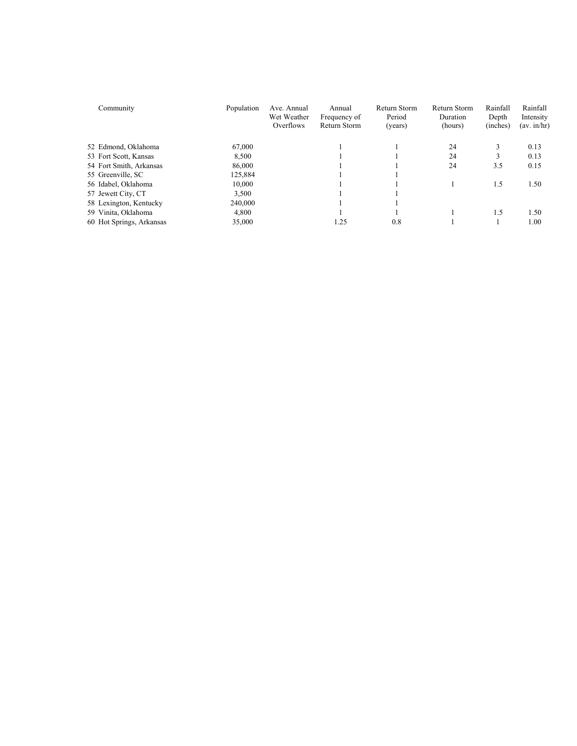| Community | Population | Ave. Annual Wet Weather Overflows | Annual Frequency of Return Storm | Return Storm Period (years) | Return Storm Duration (hours) | Rainfall Depth (inches) | Rainfall Intensity (av. in/hr) |
|---|---|---|---|---|---|---|---|
| 52 Edmond, Oklahoma | 67,000 | | 1 | 1 | 24 | 3 | 0.13 |
| 53 Fort Scott, Kansas | 8,500 | | 1 | 1 | 24 | 3 | 0.13 |
| 54 Fort Smith, Arkansas | 86,000 | | 1 | 1 | 24 | 3.5 | 0.15 |
| 55 Greenville, SC | 125,884 | | 1 | 1 | | | |
| 56 Idabel, Oklahoma | 10,000 | | 1 | 1 | 1 | 1.5 | 1.50 |
| 57 Jewett City, CT | 3,500 | | 1 | 1 | | | |
| 58 Lexington, Kentucky | 240,000 | | 1 | 1 | | | |
| 59 Vinita, Oklahoma | 4,800 | | 1 | 1 | 1 | 1.5 | 1.50 |
| 60 Hot Springs, Arkansas | 35,000 | | 1.25 | 0.8 | 1 | 1 | 1.00 |